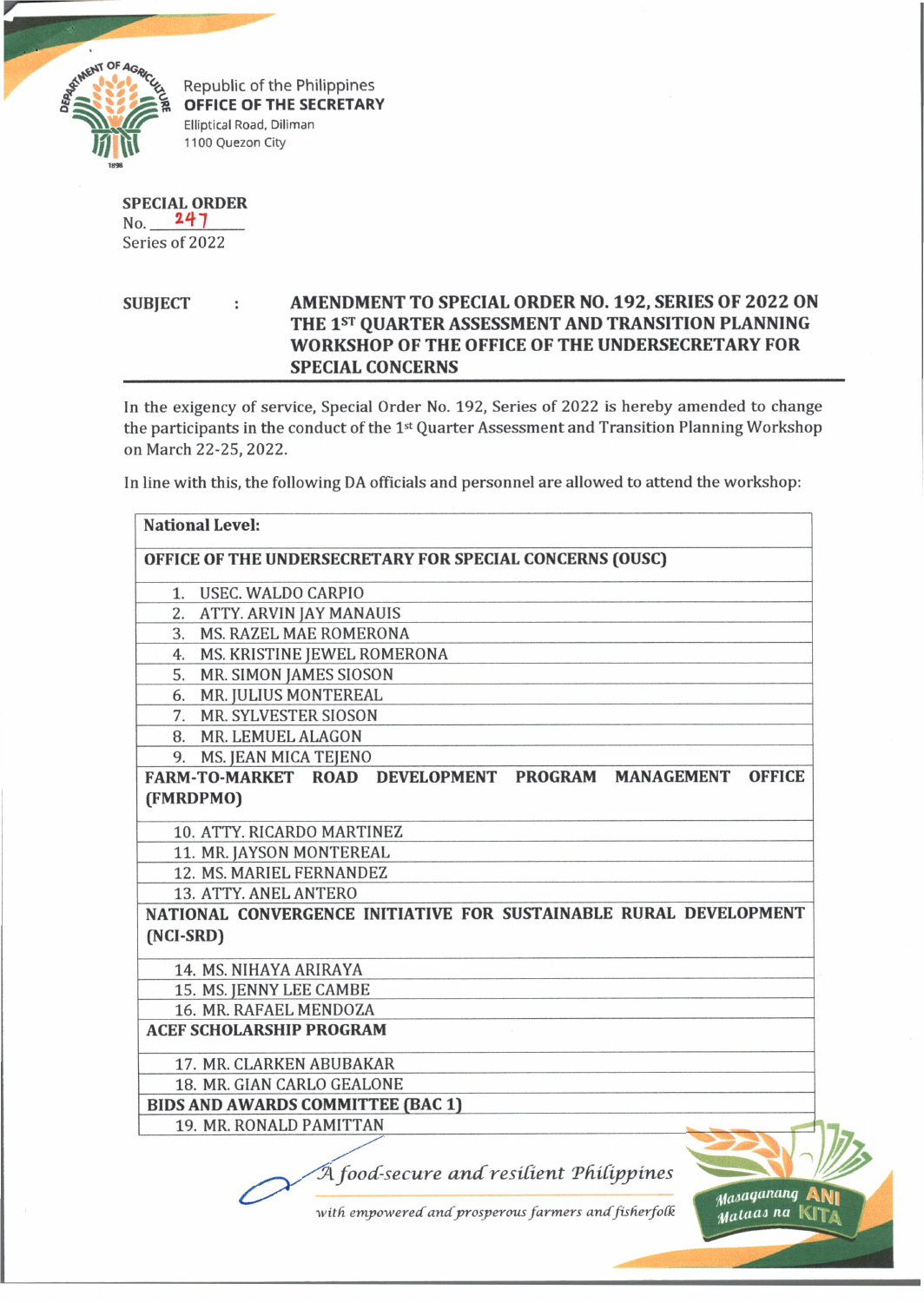Republic of the Philippines
**OFFICE OF THE SECRETARY**
Elliptical Road, Diliman
1100 Quezon City

**SPECIAL ORDER**
No. 247
Series of 2022

**SUBJECT : AMENDMENT TO SPECIAL ORDER NO. 192, SERIES OF 2022 ON THE 1ST QUARTER ASSESSMENT AND TRANSITION PLANNING WORKSHOP OF THE OFFICE OF THE UNDERSECRETARY FOR SPECIAL CONCERNS**

In the exigency of service, Special Order No. 192, Series of 2022 is hereby amended to change the participants in the conduct of the 1st Quarter Assessment and Transition Planning Workshop on March 22-25, 2022.

In line with this, the following DA officials and personnel are allowed to attend the workshop:

| **National Level:** |
|---|
| **OFFICE OF THE UNDERSECRETARY FOR SPECIAL CONCERNS (OUSC)** |
| 1. USEC. WALDO CARPIO |
| 2. ATTY. ARVIN JAY MANAUIS |
| 3. MS. RAZEL MAE ROMERONA |
| 4. MS. KRISTINE JEWEL ROMERONA |
| 5. MR. SIMON JAMES SIOSON |
| 6. MR. JULIUS MONTEREAL |
| 7. MR. SYLVESTER SIOSON |
| 8. MR. LEMUEL ALAGON |
| 9. MS. JEAN MICA TEJENO |
| **FARM-TO-MARKET ROAD DEVELOPMENT PROGRAM MANAGEMENT OFFICE (FMRDPMO)** |
| 10. ATTY. RICARDO MARTINEZ |
| 11. MR. JAYSON MONTEREAL |
| 12. MS. MARIEL FERNANDEZ |
| 13. ATTY. ANEL ANTERO |
| **NATIONAL CONVERGENCE INITIATIVE FOR SUSTAINABLE RURAL DEVELOPMENT (NCI-SRD)** |
| 14. MS. NIHAYA ARIRAYA |
| 15. MS. JENNY LEE CAMBE |
| 16. MR. RAFAEL MENDOZA |
| **ACEF SCHOLARSHIP PROGRAM** |
| 17. MR. CLARKEN ABUBAKAR |
| 18. MR. GIAN CARLO GEALONE |
| **BIDS AND AWARDS COMMITTEE (BAC 1)** |
| 19. MR. RONALD PAMITTAN |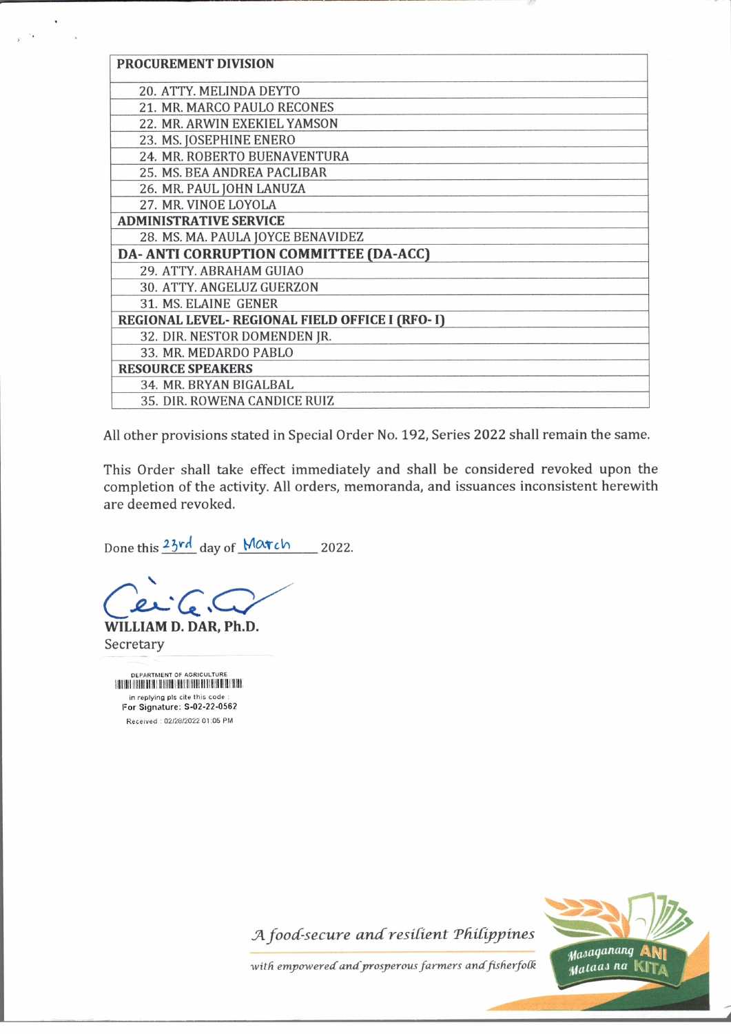| | |
|---|---|
| **PROCUREMENT DIVISION** | |
| 20. ATTY. MELINDA DEYTO | |
| 21. MR. MARCO PAULO RECONES | |
| 22. MR. ARWIN EXEKIEL YAMSON | |
| 23. MS. JOSEPHINE ENERO | |
| 24. MR. ROBERTO BUENAVENTURA | |
| 25. MS. BEA ANDREA PACLIBAR | |
| 26. MR. PAUL JOHN LANUZA | |
| 27. MR. VINOE LOYOLA | |
| **ADMINISTRATIVE SERVICE** | |
| 28. MS. MA. PAULA JOYCE BENAVIDEZ | |
| **DA- ANTI CORRUPTION COMMITTEE (DA-ACC)** | |
| 29. ATTY. ABRAHAM GUIAO | |
| 30. ATTY. ANGELUZ GUERZON | |
| 31. MS. ELAINE GENER | |
| **REGIONAL LEVEL- REGIONAL FIELD OFFICE I (RFO- I)** | |
| 32. DIR. NESTOR DOMENDEN JR. | |
| 33. MR. MEDARDO PABLO | |
| **RESOURCE SPEAKERS** | |
| 34. MR. BRYAN BIGALBAL | |
| 35. DIR. ROWENA CANDICE RUIZ | |

All other provisions stated in Special Order No. 192, Series 2022 shall remain the same.

This Order shall take effect immediately and shall be considered revoked upon the completion of the activity. All orders, memoranda, and issuances inconsistent herewith are deemed revoked.

Done this 23rd day of March 2022.

**WILLIAM D. DAR, Ph.D.**
Secretary

DEPARTMENT OF AGRICULTURE
in replying pls cite this code :
For Signature: S-02-22-0562
Received : 02/28/2022 01:05 PM

*A food-secure and resilient Philippines*
*with empowered and prosperous farmers and fisherfolk*

Masaganang ANI Mataas na KITA